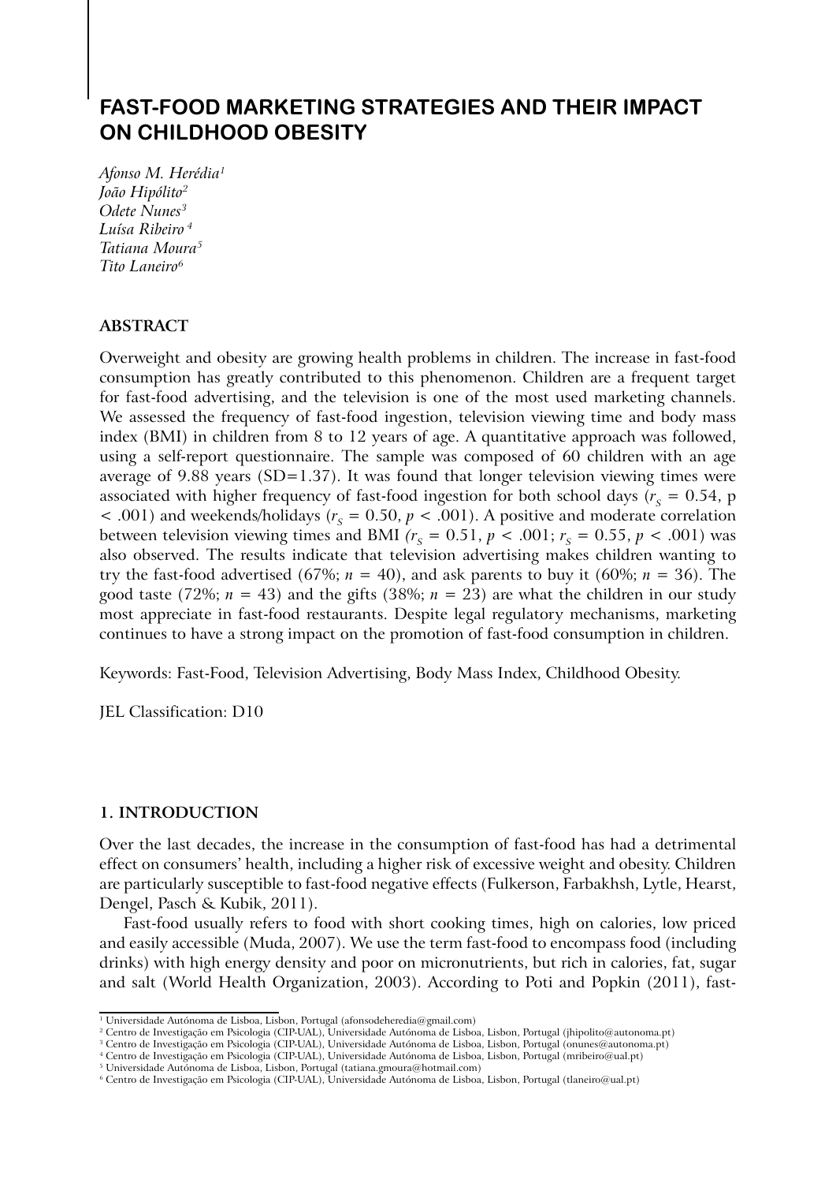# FAST-FOOD MARKETING STRATEGIES AND THEIR IMPACT ON CHILDHOOD OBESITY

*Afonso M. Herédia*[1]
*João Hipólito*[2]
*Odete Nunes*[3]
*Luísa Ribeiro*[4]
*Tatiana Moura*[5]
*Tito Laneiro*[6]

## ABSTRACT

Overweight and obesity are growing health problems in children. The increase in fast-food consumption has greatly contributed to this phenomenon. Children are a frequent target for fast-food advertising, and the television is one of the most used marketing channels. We assessed the frequency of fast-food ingestion, television viewing time and body mass index (BMI) in children from 8 to 12 years of age. A quantitative approach was followed, using a self-report questionnaire. The sample was composed of 60 children with an age average of 9.88 years (SD=1.37). It was found that longer television viewing times were associated with higher frequency of fast-food ingestion for both school days ($r_S = 0.54$, $p < .001$) and weekends/holidays ($r_S = 0.50$, $p < .001$). A positive and moderate correlation between television viewing times and BMI ($r_S = 0.51$, $p < .001$; $r_S = 0.55$, $p < .001$) was also observed. The results indicate that television advertising makes children wanting to try the fast-food advertised (67%; $n = 40$), and ask parents to buy it (60%; $n = 36$). The good taste (72%; $n = 43$) and the gifts (38%; $n = 23$) are what the children in our study most appreciate in fast-food restaurants. Despite legal regulatory mechanisms, marketing continues to have a strong impact on the promotion of fast-food consumption in children.

Keywords: Fast-Food, Television Advertising, Body Mass Index, Childhood Obesity.

JEL Classification: D10

## 1. INTRODUCTION

Over the last decades, the increase in the consumption of fast-food has had a detrimental effect on consumers' health, including a higher risk of excessive weight and obesity. Children are particularly susceptible to fast-food negative effects (Fulkerson, Farbakhsh, Lytle, Hearst, Dengel, Pasch & Kubik, 2011).

Fast-food usually refers to food with short cooking times, high on calories, low priced and easily accessible (Muda, 2007). We use the term fast-food to encompass food (including drinks) with high energy density and poor on micronutrients, but rich in calories, fat, sugar and salt (World Health Organization, 2003). According to Poti and Popkin (2011), fast-

[1] Universidade Autónoma de Lisboa, Lisbon, Portugal (afonsodeheredia@gmail.com)
[2] Centro de Investigação em Psicologia (CIP-UAL), Universidade Autónoma de Lisboa, Lisbon, Portugal (jhipolito@autonoma.pt)
[3] Centro de Investigação em Psicologia (CIP-UAL), Universidade Autónoma de Lisboa, Lisbon, Portugal (onunes@autonoma.pt)
[4] Centro de Investigação em Psicologia (CIP-UAL), Universidade Autónoma de Lisboa, Lisbon, Portugal (mribeiro@ual.pt)
[5] Universidade Autónoma de Lisboa, Lisbon, Portugal (tatiana.gmoura@hotmail.com)
[6] Centro de Investigação em Psicologia (CIP-UAL), Universidade Autónoma de Lisboa, Lisbon, Portugal (tlaneiro@ual.pt)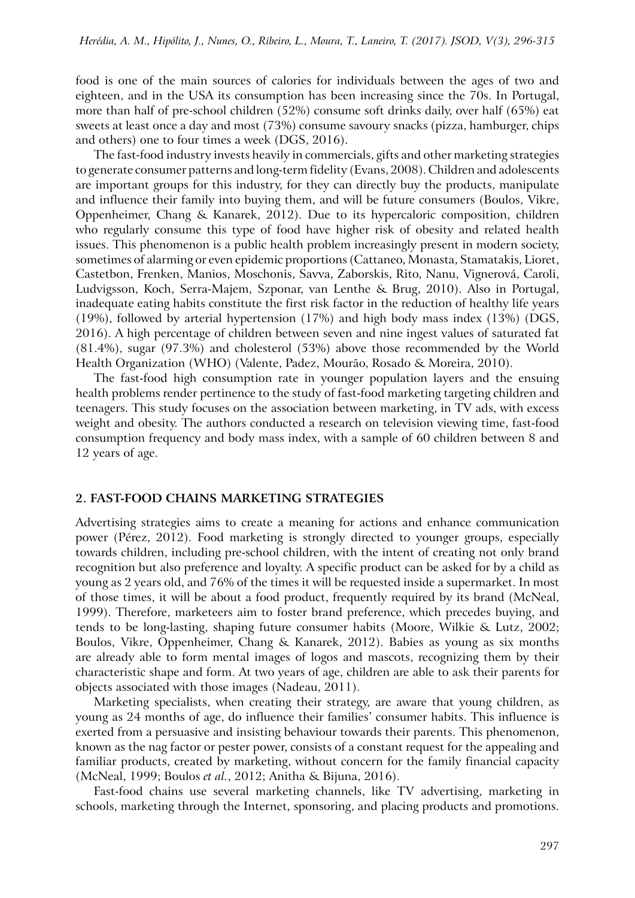food is one of the main sources of calories for individuals between the ages of two and eighteen, and in the USA its consumption has been increasing since the 70s. In Portugal, more than half of pre-school children (52%) consume soft drinks daily, over half (65%) eat sweets at least once a day and most (73%) consume savoury snacks (pizza, hamburger, chips and others) one to four times a week (DGS, 2016).

The fast-food industry invests heavily in commercials, gifts and other marketing strategies to generate consumer patterns and long-term fidelity (Evans, 2008). Children and adolescents are important groups for this industry, for they can directly buy the products, manipulate and influence their family into buying them, and will be future consumers (Boulos, Vikre, Oppenheimer, Chang & Kanarek, 2012). Due to its hypercaloric composition, children who regularly consume this type of food have higher risk of obesity and related health issues. This phenomenon is a public health problem increasingly present in modern society, sometimes of alarming or even epidemic proportions (Cattaneo, Monasta, Stamatakis, Lioret, Castetbon, Frenken, Manios, Moschonis, Savva, Zaborskis, Rito, Nanu, Vignerová, Caroli, Ludvigsson, Koch, Serra-Majem, Szponar, van Lenthe & Brug, 2010). Also in Portugal, inadequate eating habits constitute the first risk factor in the reduction of healthy life years (19%), followed by arterial hypertension (17%) and high body mass index (13%) (DGS, 2016). A high percentage of children between seven and nine ingest values of saturated fat (81.4%), sugar (97.3%) and cholesterol (53%) above those recommended by the World Health Organization (WHO) (Valente, Padez, Mourão, Rosado & Moreira, 2010).

The fast-food high consumption rate in younger population layers and the ensuing health problems render pertinence to the study of fast-food marketing targeting children and teenagers. This study focuses on the association between marketing, in TV ads, with excess weight and obesity. The authors conducted a research on television viewing time, fast-food consumption frequency and body mass index, with a sample of 60 children between 8 and 12 years of age.

## 2. FAST-FOOD CHAINS MARKETING STRATEGIES

Advertising strategies aims to create a meaning for actions and enhance communication power (Pérez, 2012). Food marketing is strongly directed to younger groups, especially towards children, including pre-school children, with the intent of creating not only brand recognition but also preference and loyalty. A specific product can be asked for by a child as young as 2 years old, and 76% of the times it will be requested inside a supermarket. In most of those times, it will be about a food product, frequently required by its brand (McNeal, 1999). Therefore, marketeers aim to foster brand preference, which precedes buying, and tends to be long-lasting, shaping future consumer habits (Moore, Wilkie & Lutz, 2002; Boulos, Vikre, Oppenheimer, Chang & Kanarek, 2012). Babies as young as six months are already able to form mental images of logos and mascots, recognizing them by their characteristic shape and form. At two years of age, children are able to ask their parents for objects associated with those images (Nadeau, 2011).

Marketing specialists, when creating their strategy, are aware that young children, as young as 24 months of age, do influence their families' consumer habits. This influence is exerted from a persuasive and insisting behaviour towards their parents. This phenomenon, known as the nag factor or pester power, consists of a constant request for the appealing and familiar products, created by marketing, without concern for the family financial capacity (McNeal, 1999; Boulos *et al.*, 2012; Anitha & Bijuna, 2016).

Fast-food chains use several marketing channels, like TV advertising, marketing in schools, marketing through the Internet, sponsoring, and placing products and promotions.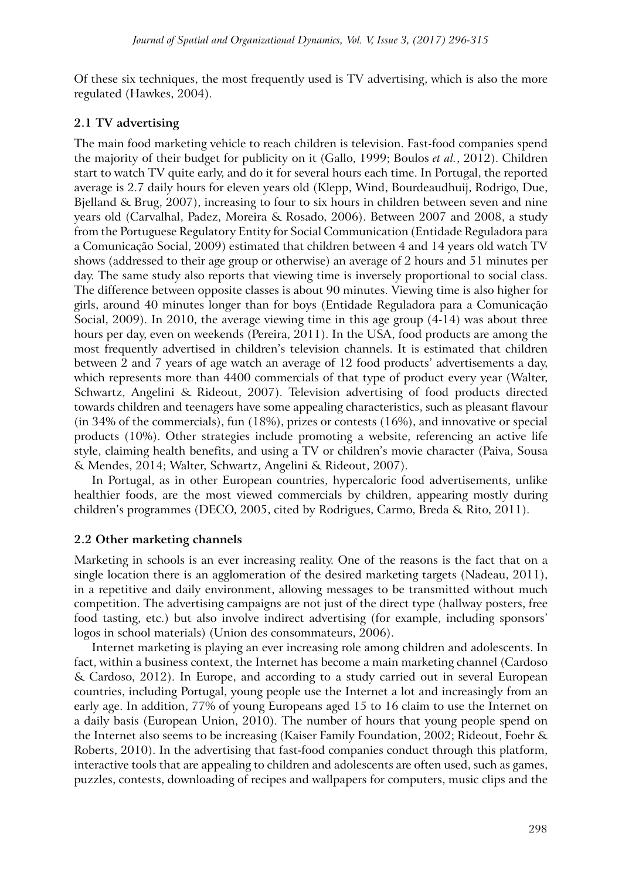Of these six techniques, the most frequently used is TV advertising, which is also the more regulated (Hawkes, 2004).

### 2.1 TV advertising

The main food marketing vehicle to reach children is television. Fast-food companies spend the majority of their budget for publicity on it (Gallo, 1999; Boulos *et al.*, 2012). Children start to watch TV quite early, and do it for several hours each time. In Portugal, the reported average is 2.7 daily hours for eleven years old (Klepp, Wind, Bourdeaudhuij, Rodrigo, Due, Bjelland & Brug, 2007), increasing to four to six hours in children between seven and nine years old (Carvalhal, Padez, Moreira & Rosado, 2006). Between 2007 and 2008, a study from the Portuguese Regulatory Entity for Social Communication (Entidade Reguladora para a Comunicação Social, 2009) estimated that children between 4 and 14 years old watch TV shows (addressed to their age group or otherwise) an average of 2 hours and 51 minutes per day. The same study also reports that viewing time is inversely proportional to social class. The difference between opposite classes is about 90 minutes. Viewing time is also higher for girls, around 40 minutes longer than for boys (Entidade Reguladora para a Comunicação Social, 2009). In 2010, the average viewing time in this age group (4-14) was about three hours per day, even on weekends (Pereira, 2011). In the USA, food products are among the most frequently advertised in children's television channels. It is estimated that children between 2 and 7 years of age watch an average of 12 food products' advertisements a day, which represents more than 4400 commercials of that type of product every year (Walter, Schwartz, Angelini & Rideout, 2007). Television advertising of food products directed towards children and teenagers have some appealing characteristics, such as pleasant flavour (in 34% of the commercials), fun (18%), prizes or contests (16%), and innovative or special products (10%). Other strategies include promoting a website, referencing an active life style, claiming health benefits, and using a TV or children's movie character (Paiva, Sousa & Mendes, 2014; Walter, Schwartz, Angelini & Rideout, 2007).

In Portugal, as in other European countries, hypercaloric food advertisements, unlike healthier foods, are the most viewed commercials by children, appearing mostly during children's programmes (DECO, 2005, cited by Rodrigues, Carmo, Breda & Rito, 2011).

### 2.2 Other marketing channels

Marketing in schools is an ever increasing reality. One of the reasons is the fact that on a single location there is an agglomeration of the desired marketing targets (Nadeau, 2011), in a repetitive and daily environment, allowing messages to be transmitted without much competition. The advertising campaigns are not just of the direct type (hallway posters, free food tasting, etc.) but also involve indirect advertising (for example, including sponsors' logos in school materials) (Union des consommateurs, 2006).

Internet marketing is playing an ever increasing role among children and adolescents. In fact, within a business context, the Internet has become a main marketing channel (Cardoso & Cardoso, 2012). In Europe, and according to a study carried out in several European countries, including Portugal, young people use the Internet a lot and increasingly from an early age. In addition, 77% of young Europeans aged 15 to 16 claim to use the Internet on a daily basis (European Union, 2010). The number of hours that young people spend on the Internet also seems to be increasing (Kaiser Family Foundation, 2002; Rideout, Foehr & Roberts, 2010). In the advertising that fast-food companies conduct through this platform, interactive tools that are appealing to children and adolescents are often used, such as games, puzzles, contests, downloading of recipes and wallpapers for computers, music clips and the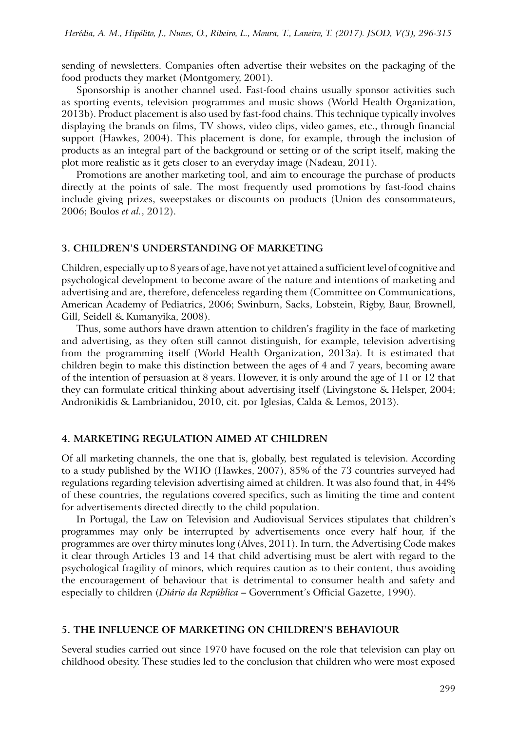sending of newsletters. Companies often advertise their websites on the packaging of the food products they market (Montgomery, 2001).

Sponsorship is another channel used. Fast-food chains usually sponsor activities such as sporting events, television programmes and music shows (World Health Organization, 2013b). Product placement is also used by fast-food chains. This technique typically involves displaying the brands on films, TV shows, video clips, video games, etc., through financial support (Hawkes, 2004). This placement is done, for example, through the inclusion of products as an integral part of the background or setting or of the script itself, making the plot more realistic as it gets closer to an everyday image (Nadeau, 2011).

Promotions are another marketing tool, and aim to encourage the purchase of products directly at the points of sale. The most frequently used promotions by fast-food chains include giving prizes, sweepstakes or discounts on products (Union des consommateurs, 2006; Boulos *et al.*, 2012).

## 3. CHILDREN'S UNDERSTANDING OF MARKETING

Children, especially up to 8 years of age, have not yet attained a sufficient level of cognitive and psychological development to become aware of the nature and intentions of marketing and advertising and are, therefore, defenceless regarding them (Committee on Communications, American Academy of Pediatrics, 2006; Swinburn, Sacks, Lobstein, Rigby, Baur, Brownell, Gill, Seidell & Kumanyika, 2008).

Thus, some authors have drawn attention to children's fragility in the face of marketing and advertising, as they often still cannot distinguish, for example, television advertising from the programming itself (World Health Organization, 2013a). It is estimated that children begin to make this distinction between the ages of 4 and 7 years, becoming aware of the intention of persuasion at 8 years. However, it is only around the age of 11 or 12 that they can formulate critical thinking about advertising itself (Livingstone & Helsper, 2004; Andronikidis & Lambrianidou, 2010, cit. por Iglesias, Calda & Lemos, 2013).

## 4. MARKETING REGULATION AIMED AT CHILDREN

Of all marketing channels, the one that is, globally, best regulated is television. According to a study published by the WHO (Hawkes, 2007), 85% of the 73 countries surveyed had regulations regarding television advertising aimed at children. It was also found that, in 44% of these countries, the regulations covered specifics, such as limiting the time and content for advertisements directed directly to the child population.

In Portugal, the Law on Television and Audiovisual Services stipulates that children's programmes may only be interrupted by advertisements once every half hour, if the programmes are over thirty minutes long (Alves, 2011). In turn, the Advertising Code makes it clear through Articles 13 and 14 that child advertising must be alert with regard to the psychological fragility of minors, which requires caution as to their content, thus avoiding the encouragement of behaviour that is detrimental to consumer health and safety and especially to children (*Diário da República* – Government's Official Gazette, 1990).

## 5. THE INFLUENCE OF MARKETING ON CHILDREN'S BEHAVIOUR

Several studies carried out since 1970 have focused on the role that television can play on childhood obesity. These studies led to the conclusion that children who were most exposed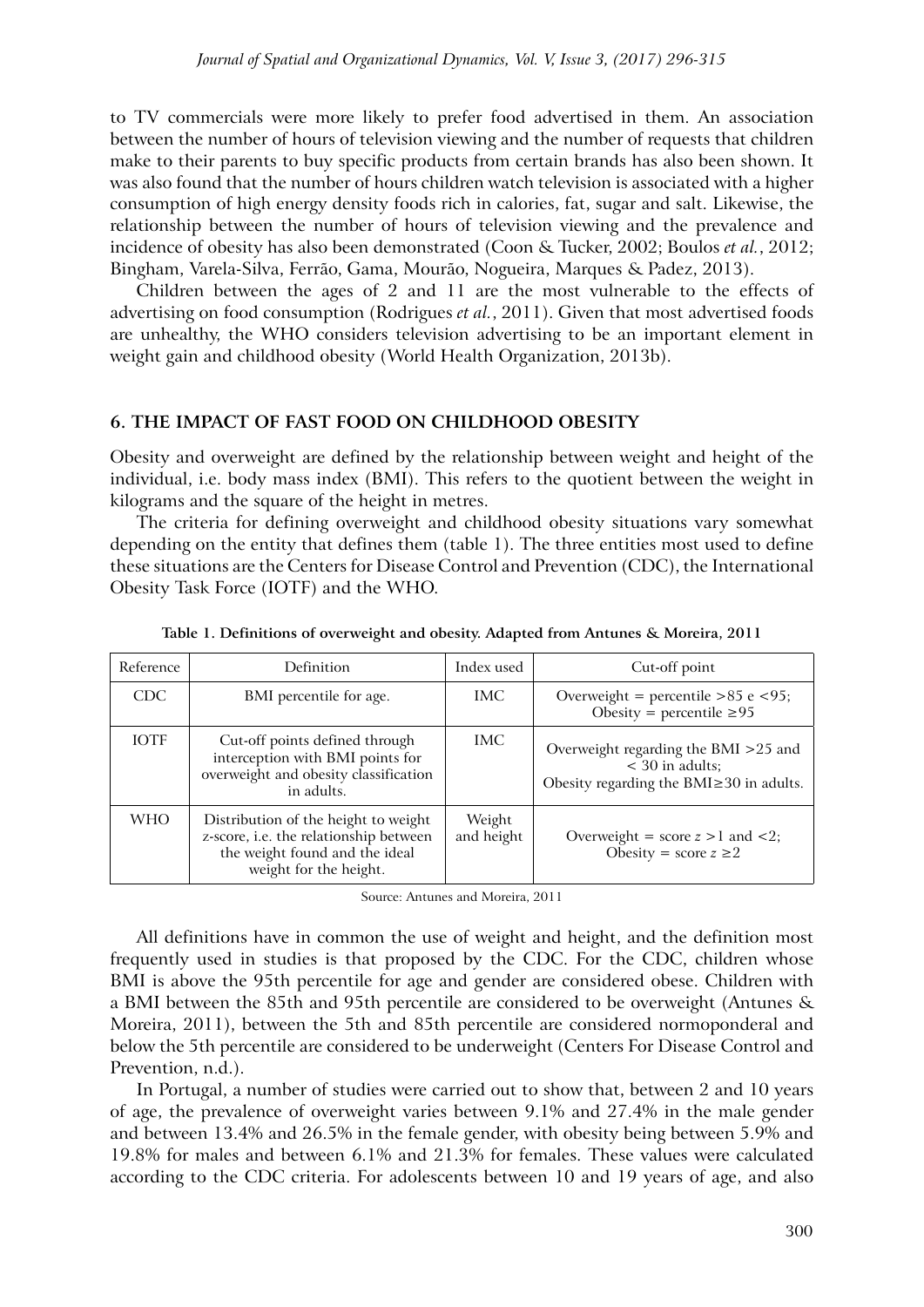to TV commercials were more likely to prefer food advertised in them. An association between the number of hours of television viewing and the number of requests that children make to their parents to buy specific products from certain brands has also been shown. It was also found that the number of hours children watch television is associated with a higher consumption of high energy density foods rich in calories, fat, sugar and salt. Likewise, the relationship between the number of hours of television viewing and the prevalence and incidence of obesity has also been demonstrated (Coon & Tucker, 2002; Boulos *et al.*, 2012; Bingham, Varela-Silva, Ferrão, Gama, Mourão, Nogueira, Marques & Padez, 2013).

Children between the ages of 2 and 11 are the most vulnerable to the effects of advertising on food consumption (Rodrigues *et al.*, 2011). Given that most advertised foods are unhealthy, the WHO considers television advertising to be an important element in weight gain and childhood obesity (World Health Organization, 2013b).

## 6. THE IMPACT OF FAST FOOD ON CHILDHOOD OBESITY

Obesity and overweight are defined by the relationship between weight and height of the individual, i.e. body mass index (BMI). This refers to the quotient between the weight in kilograms and the square of the height in metres.

The criteria for defining overweight and childhood obesity situations vary somewhat depending on the entity that defines them (table 1). The three entities most used to define these situations are the Centers for Disease Control and Prevention (CDC), the International Obesity Task Force (IOTF) and the WHO.

**Table 1. Definitions of overweight and obesity. Adapted from Antunes & Moreira, 2011**

| Reference | Definition | Index used | Cut-off point |
|---|---|---|---|
| CDC | BMI percentile for age. | IMC | Overweight = percentile >85 e <95; Obesity = percentile ≥95 |
| IOTF | Cut-off points defined through interception with BMI points for overweight and obesity classification in adults. | IMC | Overweight regarding the BMI >25 and < 30 in adults; Obesity regarding the BMI≥30 in adults. |
| WHO | Distribution of the height to weight z-score, i.e. the relationship between the weight found and the ideal weight for the height. | Weight and height | Overweight = score $z$ >1 and <2; Obesity = score $z$ ≥2 |

Source: Antunes and Moreira, 2011

All definitions have in common the use of weight and height, and the definition most frequently used in studies is that proposed by the CDC. For the CDC, children whose BMI is above the 95th percentile for age and gender are considered obese. Children with a BMI between the 85th and 95th percentile are considered to be overweight (Antunes & Moreira, 2011), between the 5th and 85th percentile are considered normoponderal and below the 5th percentile are considered to be underweight (Centers For Disease Control and Prevention, n.d.).

In Portugal, a number of studies were carried out to show that, between 2 and 10 years of age, the prevalence of overweight varies between 9.1% and 27.4% in the male gender and between 13.4% and 26.5% in the female gender, with obesity being between 5.9% and 19.8% for males and between 6.1% and 21.3% for females. These values were calculated according to the CDC criteria. For adolescents between 10 and 19 years of age, and also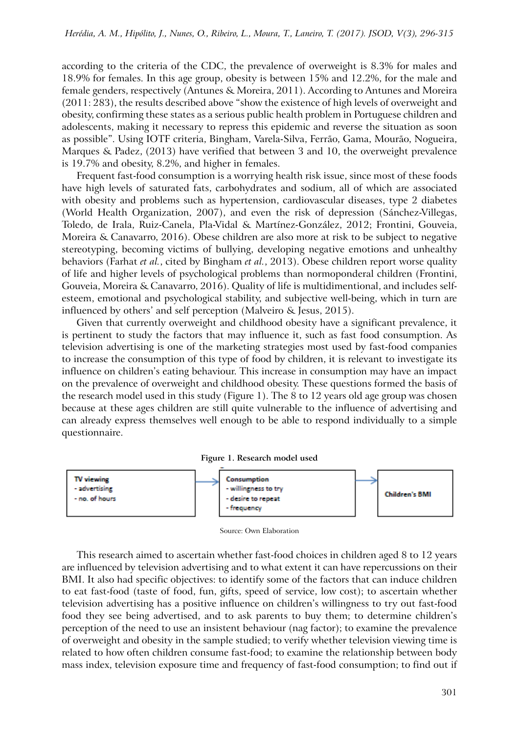according to the criteria of the CDC, the prevalence of overweight is 8.3% for males and 18.9% for females. In this age group, obesity is between 15% and 12.2%, for the male and female genders, respectively (Antunes & Moreira, 2011). According to Antunes and Moreira (2011: 283), the results described above "show the existence of high levels of overweight and obesity, confirming these states as a serious public health problem in Portuguese children and adolescents, making it necessary to repress this epidemic and reverse the situation as soon as possible". Using IOTF criteria, Bingham, Varela-Silva, Ferrão, Gama, Mourão, Nogueira, Marques & Padez, (2013) have verified that between 3 and 10, the overweight prevalence is 19.7% and obesity, 8.2%, and higher in females.

Frequent fast-food consumption is a worrying health risk issue, since most of these foods have high levels of saturated fats, carbohydrates and sodium, all of which are associated with obesity and problems such as hypertension, cardiovascular diseases, type 2 diabetes (World Health Organization, 2007), and even the risk of depression (Sánchez-Villegas, Toledo, de Irala, Ruiz-Canela, Pla-Vidal & Martínez-González, 2012; Frontini, Gouveia, Moreira & Canavarro, 2016). Obese children are also more at risk to be subject to negative stereotyping, becoming victims of bullying, developing negative emotions and unhealthy behaviors (Farhat *et al.*, cited by Bingham *et al.*, 2013). Obese children report worse quality of life and higher levels of psychological problems than normoponderal children (Frontini, Gouveia, Moreira & Canavarro, 2016). Quality of life is multidimentional, and includes self-esteem, emotional and psychological stability, and subjective well-being, which in turn are influenced by others' and self perception (Malveiro & Jesus, 2015).

Given that currently overweight and childhood obesity have a significant prevalence, it is pertinent to study the factors that may influence it, such as fast food consumption. As television advertising is one of the marketing strategies most used by fast-food companies to increase the consumption of this type of food by children, it is relevant to investigate its influence on children's eating behaviour. This increase in consumption may have an impact on the prevalence of overweight and childhood obesity. These questions formed the basis of the research model used in this study (Figure 1). The 8 to 12 years old age group was chosen because at these ages children are still quite vulnerable to the influence of advertising and can already express themselves well enough to be able to respond individually to a simple questionnaire.

**Figure 1. Research model used**

TV viewing
- advertising
- no. of hours

→

Consumption
- willingness to try
- desire to repeat
- frequency

→

Children's BMI

Source: Own Elaboration

This research aimed to ascertain whether fast-food choices in children aged 8 to 12 years are influenced by television advertising and to what extent it can have repercussions on their BMI. It also had specific objectives: to identify some of the factors that can induce children to eat fast-food (taste of food, fun, gifts, speed of service, low cost); to ascertain whether television advertising has a positive influence on children's willingness to try out fast-food food they see being advertised, and to ask parents to buy them; to determine children's perception of the need to use an insistent behaviour (nag factor); to examine the prevalence of overweight and obesity in the sample studied; to verify whether television viewing time is related to how often children consume fast-food; to examine the relationship between body mass index, television exposure time and frequency of fast-food consumption; to find out if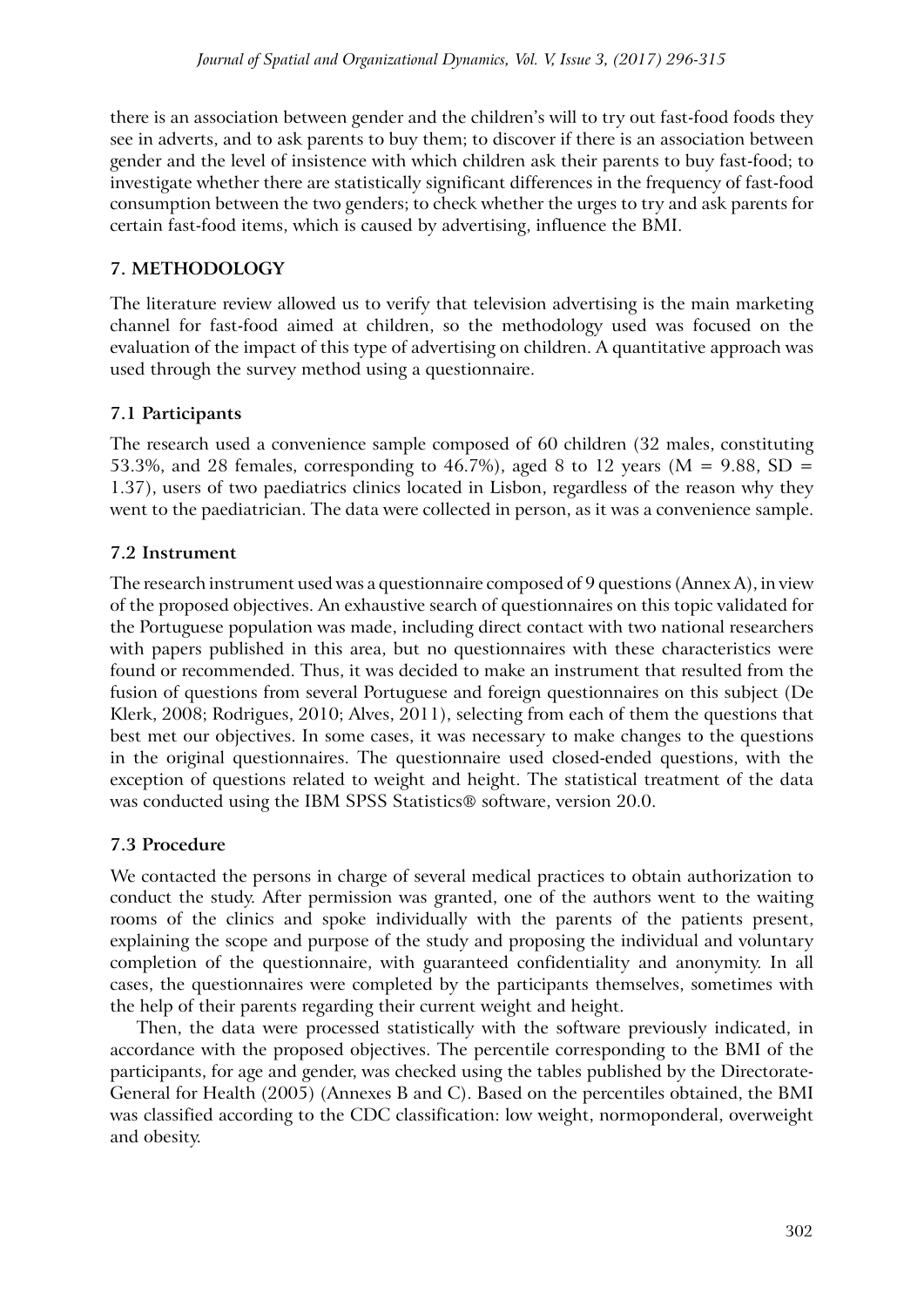there is an association between gender and the children's will to try out fast-food foods they see in adverts, and to ask parents to buy them; to discover if there is an association between gender and the level of insistence with which children ask their parents to buy fast-food; to investigate whether there are statistically significant differences in the frequency of fast-food consumption between the two genders; to check whether the urges to try and ask parents for certain fast-food items, which is caused by advertising, influence the BMI.

## 7. METHODOLOGY

The literature review allowed us to verify that television advertising is the main marketing channel for fast-food aimed at children, so the methodology used was focused on the evaluation of the impact of this type of advertising on children. A quantitative approach was used through the survey method using a questionnaire.

### 7.1 Participants

The research used a convenience sample composed of 60 children (32 males, constituting 53.3%, and 28 females, corresponding to 46.7%), aged 8 to 12 years ($M = 9.88$, $SD = 1.37$), users of two paediatrics clinics located in Lisbon, regardless of the reason why they went to the paediatrician. The data were collected in person, as it was a convenience sample.

### 7.2 Instrument

The research instrument used was a questionnaire composed of 9 questions (Annex A), in view of the proposed objectives. An exhaustive search of questionnaires on this topic validated for the Portuguese population was made, including direct contact with two national researchers with papers published in this area, but no questionnaires with these characteristics were found or recommended. Thus, it was decided to make an instrument that resulted from the fusion of questions from several Portuguese and foreign questionnaires on this subject (De Klerk, 2008; Rodrigues, 2010; Alves, 2011), selecting from each of them the questions that best met our objectives. In some cases, it was necessary to make changes to the questions in the original questionnaires. The questionnaire used closed-ended questions, with the exception of questions related to weight and height. The statistical treatment of the data was conducted using the IBM SPSS Statistics® software, version 20.0.

### 7.3 Procedure

We contacted the persons in charge of several medical practices to obtain authorization to conduct the study. After permission was granted, one of the authors went to the waiting rooms of the clinics and spoke individually with the parents of the patients present, explaining the scope and purpose of the study and proposing the individual and voluntary completion of the questionnaire, with guaranteed confidentiality and anonymity. In all cases, the questionnaires were completed by the participants themselves, sometimes with the help of their parents regarding their current weight and height.

Then, the data were processed statistically with the software previously indicated, in accordance with the proposed objectives. The percentile corresponding to the BMI of the participants, for age and gender, was checked using the tables published by the Directorate-General for Health (2005) (Annexes B and C). Based on the percentiles obtained, the BMI was classified according to the CDC classification: low weight, normoponderal, overweight and obesity.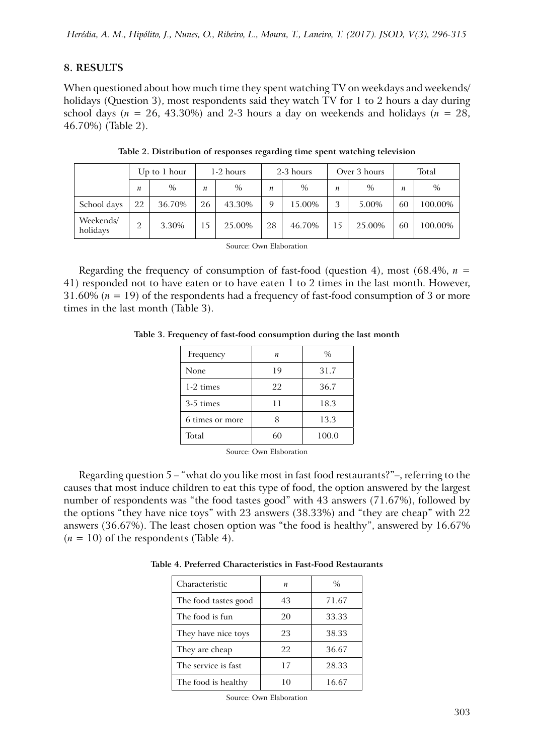## 8. RESULTS

When questioned about how much time they spent watching TV on weekdays and weekends/holidays (Question 3), most respondents said they watch TV for 1 to 2 hours a day during school days ($n$ = 26, 43.30%) and 2-3 hours a day on weekends and holidays ($n$ = 28, 46.70%) (Table 2).

**Table 2. Distribution of responses regarding time spent watching television**

| | Up to 1 hour | | 1-2 hours | | 2-3 hours | | Over 3 hours | | Total | |
|---|---|---|---|---|---|---|---|---|---|---|
| | $n$ | % | $n$ | % | $n$ | % | $n$ | % | $n$ | % |
| School days | 22 | 36.70% | 26 | 43.30% | 9 | 15.00% | 3 | 5.00% | 60 | 100.00% |
| Weekends/ holidays | 2 | 3.30% | 15 | 25.00% | 28 | 46.70% | 15 | 25.00% | 60 | 100.00% |

Source: Own Elaboration

Regarding the frequency of consumption of fast-food (question 4), most (68.4%, $n$ = 41) responded not to have eaten or to have eaten 1 to 2 times in the last month. However, 31.60% ($n$ = 19) of the respondents had a frequency of fast-food consumption of 3 or more times in the last month (Table 3).

**Table 3. Frequency of fast-food consumption during the last month**

| Frequency | $n$ | % |
|---|---|---|
| None | 19 | 31.7 |
| 1-2 times | 22 | 36.7 |
| 3-5 times | 11 | 18.3 |
| 6 times or more | 8 | 13.3 |
| Total | 60 | 100.0 |

Source: Own Elaboration

Regarding question 5 – "what do you like most in fast food restaurants?"–, referring to the causes that most induce children to eat this type of food, the option answered by the largest number of respondents was "the food tastes good" with 43 answers (71.67%), followed by the options "they have nice toys" with 23 answers (38.33%) and "they are cheap" with 22 answers (36.67%). The least chosen option was "the food is healthy", answered by 16.67% ($n$ = 10) of the respondents (Table 4).

**Table 4. Preferred Characteristics in Fast-Food Restaurants**

| Characteristic | $n$ | % |
|---|---|---|
| The food tastes good | 43 | 71.67 |
| The food is fun | 20 | 33.33 |
| They have nice toys | 23 | 38.33 |
| They are cheap | 22 | 36.67 |
| The service is fast | 17 | 28.33 |
| The food is healthy | 10 | 16.67 |

Source: Own Elaboration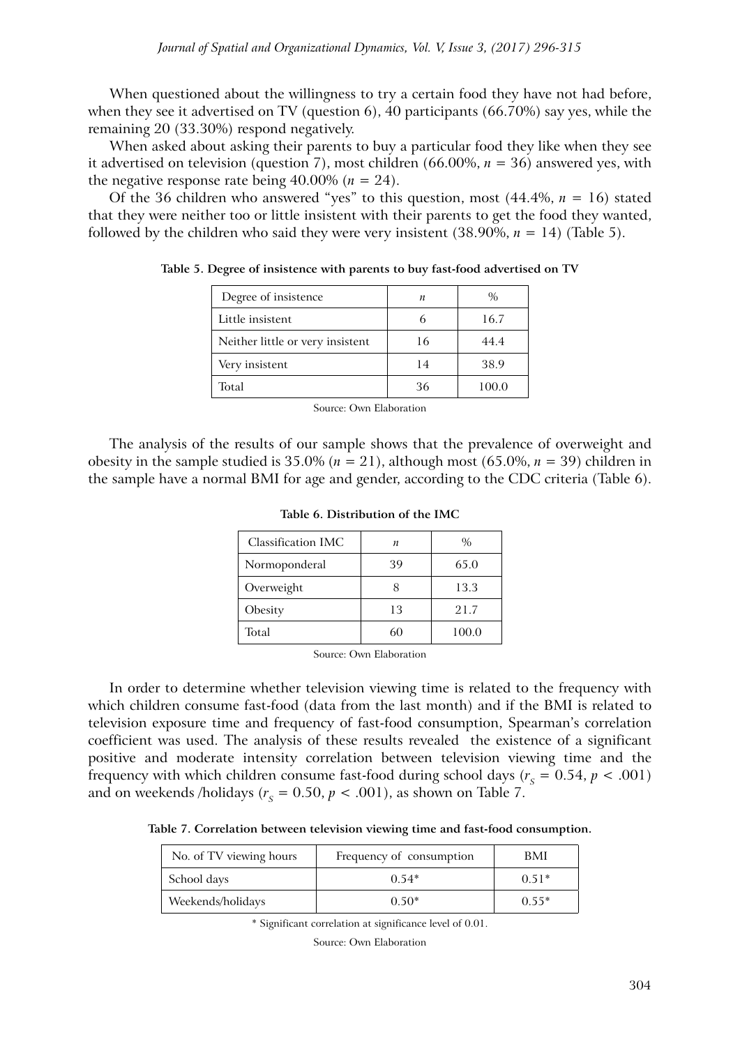When questioned about the willingness to try a certain food they have not had before, when they see it advertised on TV (question 6), 40 participants (66.70%) say yes, while the remaining 20 (33.30%) respond negatively.

When asked about asking their parents to buy a particular food they like when they see it advertised on television (question 7), most children (66.00%, $n = 36$) answered yes, with the negative response rate being 40.00% ($n = 24$).

Of the 36 children who answered "yes" to this question, most (44.4%, $n = 16$) stated that they were neither too or little insistent with their parents to get the food they wanted, followed by the children who said they were very insistent (38.90%, $n = 14$) (Table 5).

**Table 5. Degree of insistence with parents to buy fast-food advertised on TV**

| Degree of insistence | $n$ | % |
|---|---|---|
| Little insistent | 6 | 16.7 |
| Neither little or very insistent | 16 | 44.4 |
| Very insistent | 14 | 38.9 |
| Total | 36 | 100.0 |

Source: Own Elaboration

The analysis of the results of our sample shows that the prevalence of overweight and obesity in the sample studied is 35.0% ($n = 21$), although most (65.0%, $n = 39$) children in the sample have a normal BMI for age and gender, according to the CDC criteria (Table 6).

**Table 6. Distribution of the IMC**

| Classification IMC | $n$ | % |
|---|---|---|
| Normoponderal | 39 | 65.0 |
| Overweight | 8 | 13.3 |
| Obesity | 13 | 21.7 |
| Total | 60 | 100.0 |

Source: Own Elaboration

In order to determine whether television viewing time is related to the frequency with which children consume fast-food (data from the last month) and if the BMI is related to television exposure time and frequency of fast-food consumption, Spearman's correlation coefficient was used. The analysis of these results revealed the existence of a significant positive and moderate intensity correlation between television viewing time and the frequency with which children consume fast-food during school days ($r_S = 0.54$, $p < .001$) and on weekends /holidays ($r_S = 0.50$, $p < .001$), as shown on Table 7.

**Table 7. Correlation between television viewing time and fast-food consumption.**

| No. of TV viewing hours | Frequency of consumption | BMI |
|---|---|---|
| School days | 0.54* | 0.51* |
| Weekends/holidays | 0.50* | 0.55* |

\* Significant correlation at significance level of 0.01.

Source: Own Elaboration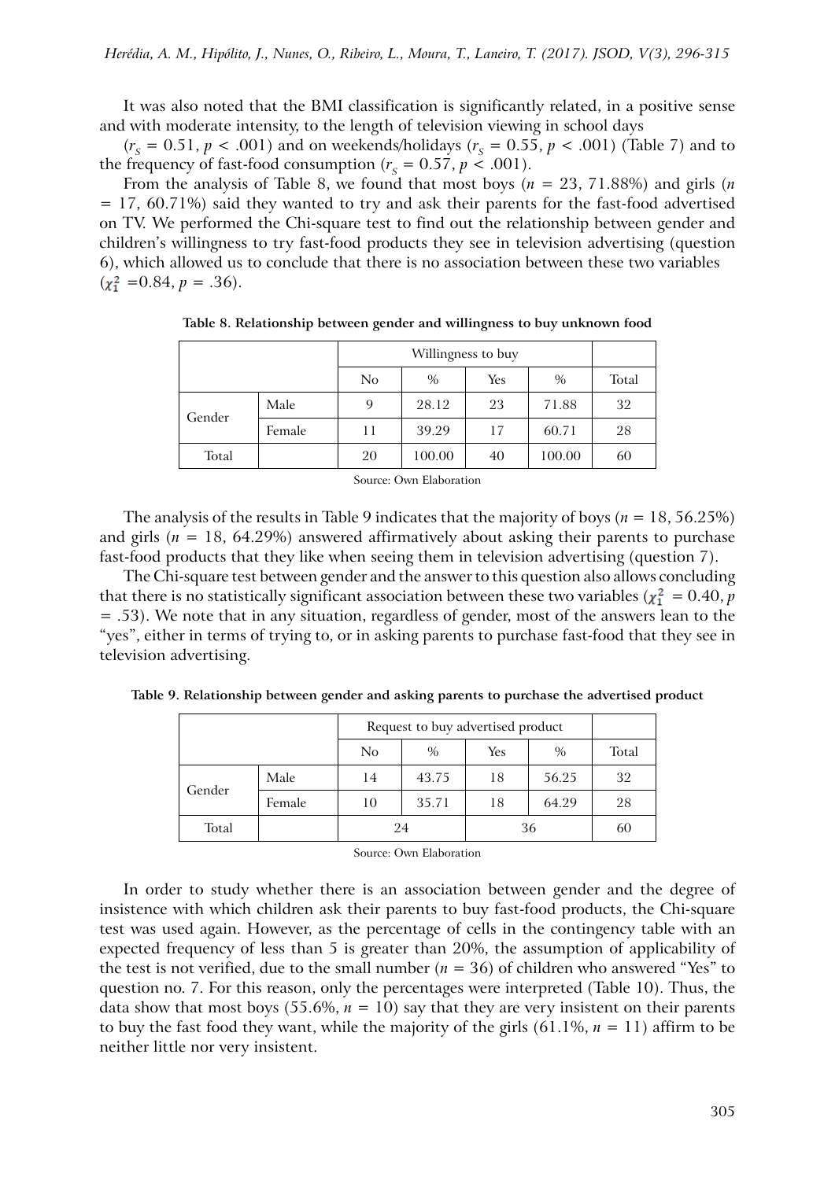It was also noted that the BMI classification is significantly related, in a positive sense and with moderate intensity, to the length of television viewing in school days

($r_S$ = 0.51, $p$ < .001) and on weekends/holidays ($r_S$ = 0.55, $p$ < .001) (Table 7) and to the frequency of fast-food consumption ($r_S$ = 0.57, $p$ < .001).

From the analysis of Table 8, we found that most boys ($n$ = 23, 71.88%) and girls ($n$ = 17, 60.71%) said they wanted to try and ask their parents for the fast-food advertised on TV. We performed the Chi-square test to find out the relationship between gender and children's willingness to try fast-food products they see in television advertising (question 6), which allowed us to conclude that there is no association between these two variables ($\chi^2_1$ =0.84, $p$ = .36).

**Table 8. Relationship between gender and willingness to buy unknown food**

| | | Willingness to buy | | | | |
|---|---|---|---|---|---|---|
| | | No | % | Yes | % | Total |
| Gender | Male | 9 | 28.12 | 23 | 71.88 | 32 |
| | Female | 11 | 39.29 | 17 | 60.71 | 28 |
| Total | | 20 | 100.00 | 40 | 100.00 | 60 |

Source: Own Elaboration

The analysis of the results in Table 9 indicates that the majority of boys ($n$ = 18, 56.25%) and girls ($n$ = 18, 64.29%) answered affirmatively about asking their parents to purchase fast-food products that they like when seeing them in television advertising (question 7).

The Chi-square test between gender and the answer to this question also allows concluding that there is no statistically significant association between these two variables ($\chi^2_1$ = 0.40, $p$ = .53). We note that in any situation, regardless of gender, most of the answers lean to the "yes", either in terms of trying to, or in asking parents to purchase fast-food that they see in television advertising.

**Table 9. Relationship between gender and asking parents to purchase the advertised product**

| | | Request to buy advertised product | | | | |
|---|---|---|---|---|---|---|
| | | No | % | Yes | % | Total |
| Gender | Male | 14 | 43.75 | 18 | 56.25 | 32 |
| | Female | 10 | 35.71 | 18 | 64.29 | 28 |
| Total | | 24 | | 36 | | 60 |

Source: Own Elaboration

In order to study whether there is an association between gender and the degree of insistence with which children ask their parents to buy fast-food products, the Chi-square test was used again. However, as the percentage of cells in the contingency table with an expected frequency of less than 5 is greater than 20%, the assumption of applicability of the test is not verified, due to the small number ($n$ = 36) of children who answered "Yes" to question no. 7. For this reason, only the percentages were interpreted (Table 10). Thus, the data show that most boys (55.6%, $n$ = 10) say that they are very insistent on their parents to buy the fast food they want, while the majority of the girls (61.1%, $n$ = 11) affirm to be neither little nor very insistent.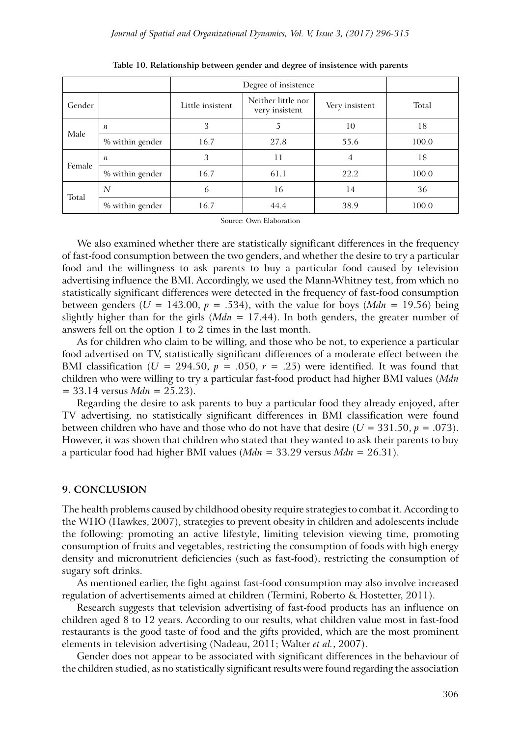**Table 10. Relationship between gender and degree of insistence with parents**

| | | Degree of insistence | | | |
|---|---|---|---|---|---|
| Gender | | Little insistent | Neither little nor very insistent | Very insistent | Total |
| Male | $n$ | 3 | 5 | 10 | 18 |
| | % within gender | 16.7 | 27.8 | 55.6 | 100.0 |
| Female | $n$ | 3 | 11 | 4 | 18 |
| | % within gender | 16.7 | 61.1 | 22.2 | 100.0 |
| Total | $N$ | 6 | 16 | 14 | 36 |
| | % within gender | 16.7 | 44.4 | 38.9 | 100.0 |

Source: Own Elaboration

We also examined whether there are statistically significant differences in the frequency of fast-food consumption between the two genders, and whether the desire to try a particular food and the willingness to ask parents to buy a particular food caused by television advertising influence the BMI. Accordingly, we used the Mann-Whitney test, from which no statistically significant differences were detected in the frequency of fast-food consumption between genders ($U$ = 143.00, $p$ = .534), with the value for boys ($Mdn$ = 19.56) being slightly higher than for the girls ($Mdn$ = 17.44). In both genders, the greater number of answers fell on the option 1 to 2 times in the last month.

As for children who claim to be willing, and those who be not, to experience a particular food advertised on TV, statistically significant differences of a moderate effect between the BMI classification ($U$ = 294.50, $p$ = .050, $r$ = .25) were identified. It was found that children who were willing to try a particular fast-food product had higher BMI values ($Mdn$ = 33.14 versus $Mdn$ = 25.23).

Regarding the desire to ask parents to buy a particular food they already enjoyed, after TV advertising, no statistically significant differences in BMI classification were found between children who have and those who do not have that desire ($U$ = 331.50, $p$ = .073). However, it was shown that children who stated that they wanted to ask their parents to buy a particular food had higher BMI values ($Mdn$ = 33.29 versus $Mdn$ = 26.31).

## 9. CONCLUSION

The health problems caused by childhood obesity require strategies to combat it. According to the WHO (Hawkes, 2007), strategies to prevent obesity in children and adolescents include the following: promoting an active lifestyle, limiting television viewing time, promoting consumption of fruits and vegetables, restricting the consumption of foods with high energy density and micronutrient deficiencies (such as fast-food), restricting the consumption of sugary soft drinks.

As mentioned earlier, the fight against fast-food consumption may also involve increased regulation of advertisements aimed at children (Termini, Roberto & Hostetter, 2011).

Research suggests that television advertising of fast-food products has an influence on children aged 8 to 12 years. According to our results, what children value most in fast-food restaurants is the good taste of food and the gifts provided, which are the most prominent elements in television advertising (Nadeau, 2011; Walter *et al.*, 2007).

Gender does not appear to be associated with significant differences in the behaviour of the children studied, as no statistically significant results were found regarding the association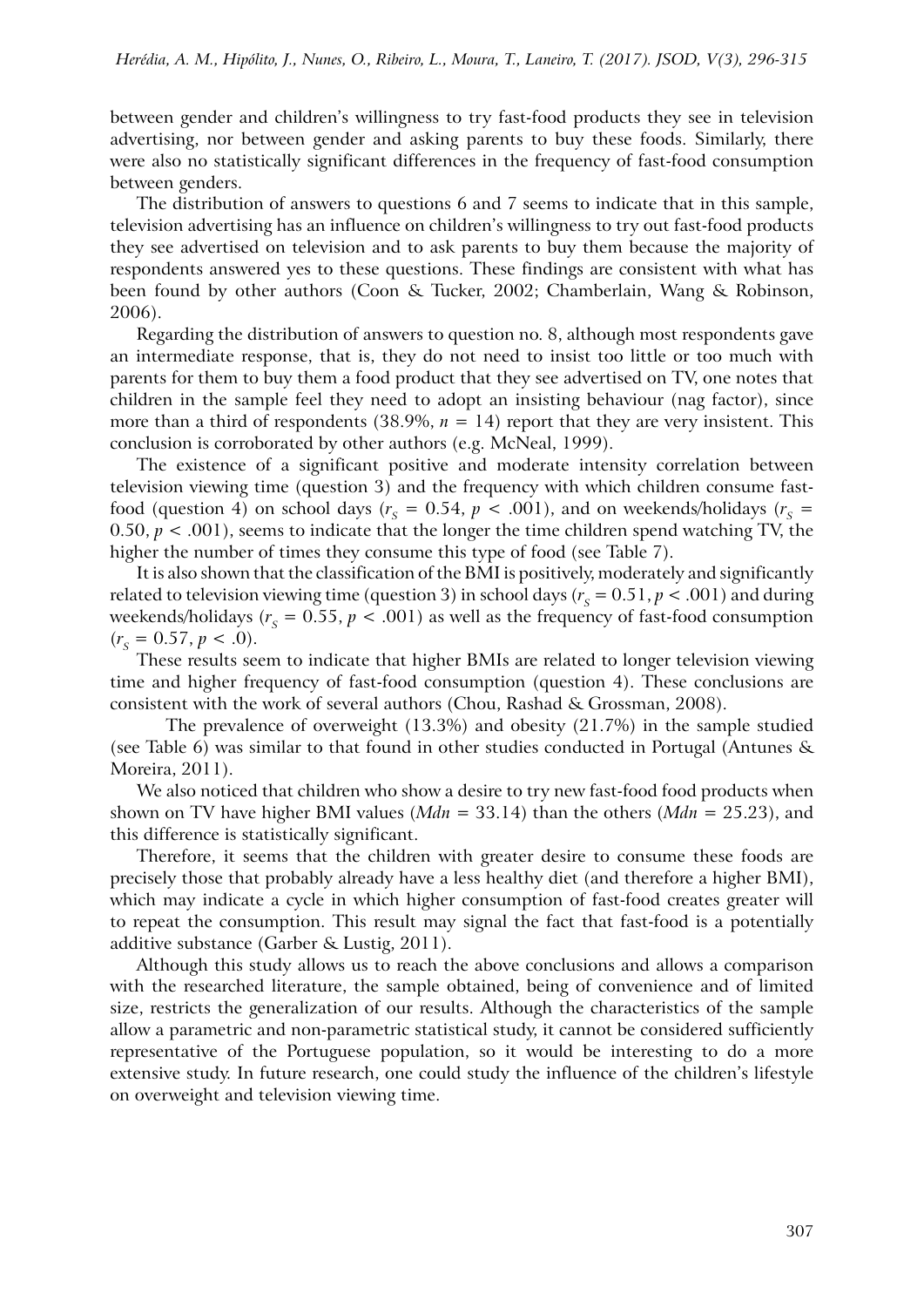between gender and children's willingness to try fast-food products they see in television advertising, nor between gender and asking parents to buy these foods. Similarly, there were also no statistically significant differences in the frequency of fast-food consumption between genders.

The distribution of answers to questions 6 and 7 seems to indicate that in this sample, television advertising has an influence on children's willingness to try out fast-food products they see advertised on television and to ask parents to buy them because the majority of respondents answered yes to these questions. These findings are consistent with what has been found by other authors (Coon & Tucker, 2002; Chamberlain, Wang & Robinson, 2006).

Regarding the distribution of answers to question no. 8, although most respondents gave an intermediate response, that is, they do not need to insist too little or too much with parents for them to buy them a food product that they see advertised on TV, one notes that children in the sample feel they need to adopt an insisting behaviour (nag factor), since more than a third of respondents (38.9%, $n = 14$) report that they are very insistent. This conclusion is corroborated by other authors (e.g. McNeal, 1999).

The existence of a significant positive and moderate intensity correlation between television viewing time (question 3) and the frequency with which children consume fast-food (question 4) on school days ($r_S = 0.54$, $p < .001$), and on weekends/holidays ($r_S = 0.50$, $p < .001$), seems to indicate that the longer the time children spend watching TV, the higher the number of times they consume this type of food (see Table 7).

It is also shown that the classification of the BMI is positively, moderately and significantly related to television viewing time (question 3) in school days ($r_S = 0.51$, $p < .001$) and during weekends/holidays ($r_S = 0.55$, $p < .001$) as well as the frequency of fast-food consumption ($r_S = 0.57$, $p < .0$).

These results seem to indicate that higher BMIs are related to longer television viewing time and higher frequency of fast-food consumption (question 4). These conclusions are consistent with the work of several authors (Chou, Rashad & Grossman, 2008).

The prevalence of overweight (13.3%) and obesity (21.7%) in the sample studied (see Table 6) was similar to that found in other studies conducted in Portugal (Antunes & Moreira, 2011).

We also noticed that children who show a desire to try new fast-food food products when shown on TV have higher BMI values ($Mdn = 33.14$) than the others ($Mdn = 25.23$), and this difference is statistically significant.

Therefore, it seems that the children with greater desire to consume these foods are precisely those that probably already have a less healthy diet (and therefore a higher BMI), which may indicate a cycle in which higher consumption of fast-food creates greater will to repeat the consumption. This result may signal the fact that fast-food is a potentially additive substance (Garber & Lustig, 2011).

Although this study allows us to reach the above conclusions and allows a comparison with the researched literature, the sample obtained, being of convenience and of limited size, restricts the generalization of our results. Although the characteristics of the sample allow a parametric and non-parametric statistical study, it cannot be considered sufficiently representative of the Portuguese population, so it would be interesting to do a more extensive study. In future research, one could study the influence of the children's lifestyle on overweight and television viewing time.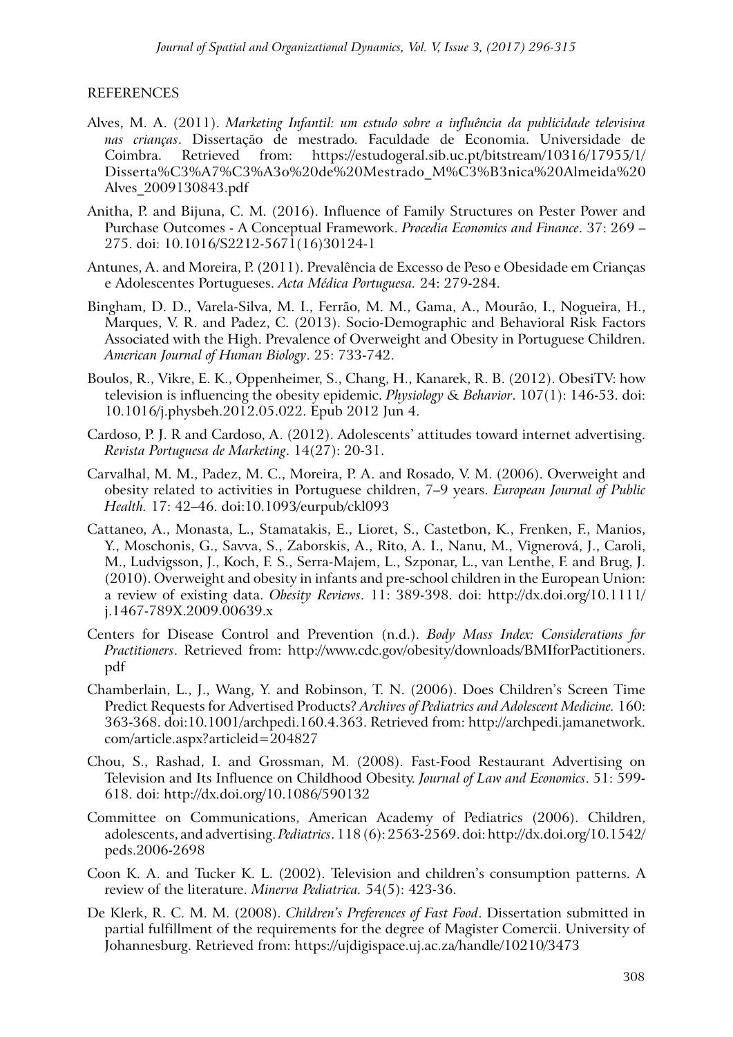REFERENCES

Alves, M. A. (2011). *Marketing Infantil: um estudo sobre a influência da publicidade televisiva nas crianças*. Dissertação de mestrado. Faculdade de Economia. Universidade de Coimbra. Retrieved from: https://estudogeral.sib.uc.pt/bitstream/10316/17955/1/Disserta%C3%A7%C3%A3o%20de%20Mestrado_M%C3%B3nica%20Almeida%20Alves_2009130843.pdf

Anitha, P. and Bijuna, C. M. (2016). Influence of Family Structures on Pester Power and Purchase Outcomes - A Conceptual Framework. *Procedia Economics and Finance*. 37: 269 – 275. doi: 10.1016/S2212-5671(16)30124-1

Antunes, A. and Moreira, P. (2011). Prevalência de Excesso de Peso e Obesidade em Crianças e Adolescentes Portugueses. *Acta Médica Portuguesa.* 24: 279-284.

Bingham, D. D., Varela-Silva, M. I., Ferrão, M. M., Gama, A., Mourão, I., Nogueira, H., Marques, V. R. and Padez, C. (2013). Socio-Demographic and Behavioral Risk Factors Associated with the High. Prevalence of Overweight and Obesity in Portuguese Children. *American Journal of Human Biology*. 25: 733-742.

Boulos, R., Vikre, E. K., Oppenheimer, S., Chang, H., Kanarek, R. B. (2012). ObesiTV: how television is influencing the obesity epidemic. *Physiology & Behavior*. 107(1): 146-53. doi: 10.1016/j.physbeh.2012.05.022. Epub 2012 Jun 4.

Cardoso, P. J. R and Cardoso, A. (2012). Adolescents' attitudes toward internet advertising. *Revista Portuguesa de Marketing*. 14(27): 20-31.

Carvalhal, M. M., Padez, M. C., Moreira, P. A. and Rosado, V. M. (2006). Overweight and obesity related to activities in Portuguese children, 7–9 years. *European Journal of Public Health.* 17: 42–46. doi:10.1093/eurpub/ckl093

Cattaneo, A., Monasta, L., Stamatakis, E., Lioret, S., Castetbon, K., Frenken, F., Manios, Y., Moschonis, G., Savva, S., Zaborskis, A., Rito, A. I., Nanu, M., Vignerová, J., Caroli, M., Ludvigsson, J., Koch, F. S., Serra-Majem, L., Szponar, L., van Lenthe, F. and Brug, J. (2010). Overweight and obesity in infants and pre-school children in the European Union: a review of existing data. *Obesity Reviews*. 11: 389-398. doi: http://dx.doi.org/10.1111/j.1467-789X.2009.00639.x

Centers for Disease Control and Prevention (n.d.). *Body Mass Index: Considerations for Practitioners*. Retrieved from: http://www.cdc.gov/obesity/downloads/BMIforPactitioners.pdf

Chamberlain, L., J., Wang, Y. and Robinson, T. N. (2006). Does Children's Screen Time Predict Requests for Advertised Products? *Archives of Pediatrics and Adolescent Medicine.* 160: 363-368. doi:10.1001/archpedi.160.4.363. Retrieved from: http://archpedi.jamanetwork.com/article.aspx?articleid=204827

Chou, S., Rashad, I. and Grossman, M. (2008). Fast-Food Restaurant Advertising on Television and Its Influence on Childhood Obesity. *Journal of Law and Economics*. 51: 599-618. doi: http://dx.doi.org/10.1086/590132

Committee on Communications, American Academy of Pediatrics (2006). Children, adolescents, and advertising. *Pediatrics*. 118 (6): 2563-2569. doi: http://dx.doi.org/10.1542/peds.2006-2698

Coon K. A. and Tucker K. L. (2002). Television and children's consumption patterns. A review of the literature. *Minerva Pediatrica.* 54(5): 423-36.

De Klerk, R. C. M. M. (2008). *Children's Preferences of Fast Food*. Dissertation submitted in partial fulfillment of the requirements for the degree of Magister Comercii. University of Johannesburg. Retrieved from: https://ujdigispace.uj.ac.za/handle/10210/3473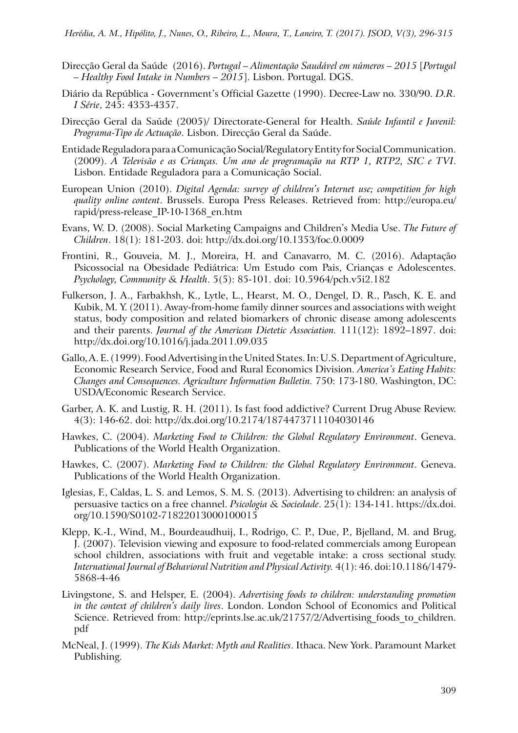Direcção Geral da Saúde (2016). *Portugal – Alimentação Saudável em números – 2015* [*Portugal – Healthy Food Intake in Numbers – 2015*]. Lisbon. Portugal. DGS.

Diário da República - Government's Official Gazette (1990). Decree-Law no. 330/90. *D.R. I Série*, 245: 4353-4357.

Direcção Geral da Saúde (2005)/ Directorate-General for Health. *Saúde Infantil e Juvenil: Programa-Tipo de Actuação*. Lisbon. Direcção Geral da Saúde.

Entidade Reguladora para a Comunicação Social/Regulatory Entity for Social Communication. (2009). *A Televisão e as Crianças. Um ano de programação na RTP 1, RTP2, SIC e TVI*. Lisbon. Entidade Reguladora para a Comunicação Social.

European Union (2010). *Digital Agenda: survey of children's Internet use; competition for high quality online content*. Brussels. Europa Press Releases. Retrieved from: http://europa.eu/rapid/press-release_IP-10-1368_en.htm

Evans, W. D. (2008). Social Marketing Campaigns and Children's Media Use. *The Future of Children*. 18(1): 181-203. doi: http://dx.doi.org/10.1353/foc.0.0009

Frontini, R., Gouveia, M. J., Moreira, H. and Canavarro, M. C. (2016). Adaptação Psicossocial na Obesidade Pediátrica: Um Estudo com Pais, Crianças e Adolescentes. *Psychology, Community & Health*. 5(5): 85-101. doi: 10.5964/pch.v5i2.182

Fulkerson, J. A., Farbakhsh, K., Lytle, L., Hearst, M. O., Dengel, D. R., Pasch, K. E. and Kubik, M. Y. (2011). Away-from-home family dinner sources and associations with weight status, body composition and related biomarkers of chronic disease among adolescents and their parents. *Journal of the American Dietetic Association.* 111(12): 1892–1897. doi: http://dx.doi.org/10.1016/j.jada.2011.09.035

Gallo, A. E. (1999). Food Advertising in the United States. In: U.S. Department of Agriculture, Economic Research Service, Food and Rural Economics Division. *America's Eating Habits: Changes and Consequences. Agriculture Information Bulletin.* 750: 173-180. Washington, DC: USDA/Economic Research Service.

Garber, A. K. and Lustig, R. H. (2011). Is fast food addictive? Current Drug Abuse Review. 4(3): 146-62. doi: http://dx.doi.org/10.2174/1874473711104030146

Hawkes, C. (2004). *Marketing Food to Children: the Global Regulatory Environment*. Geneva. Publications of the World Health Organization.

Hawkes, C. (2007). *Marketing Food to Children: the Global Regulatory Environment*. Geneva. Publications of the World Health Organization.

Iglesias, F., Caldas, L. S. and Lemos, S. M. S. (2013). Advertising to children: an analysis of persuasive tactics on a free channel. *Psicologia & Sociedade*. 25(1): 134-141. https://dx.doi.org/10.1590/S0102-71822013000100015

Klepp, K.-I., Wind, M., Bourdeaudhuij, I., Rodrigo, C. P., Due, P., Bjelland, M. and Brug, J. (2007). Television viewing and exposure to food-related commercials among European school children, associations with fruit and vegetable intake: a cross sectional study. *International Journal of Behavioral Nutrition and Physical Activity.* 4(1): 46. doi:10.1186/1479-5868-4-46

Livingstone, S. and Helsper, E. (2004). *Advertising foods to children: understanding promotion in the context of children's daily lives*. London. London School of Economics and Political Science. Retrieved from: http://eprints.lse.ac.uk/21757/2/Advertising_foods_to_children.pdf

McNeal, J. (1999). *The Kids Market: Myth and Realities*. Ithaca. New York. Paramount Market Publishing.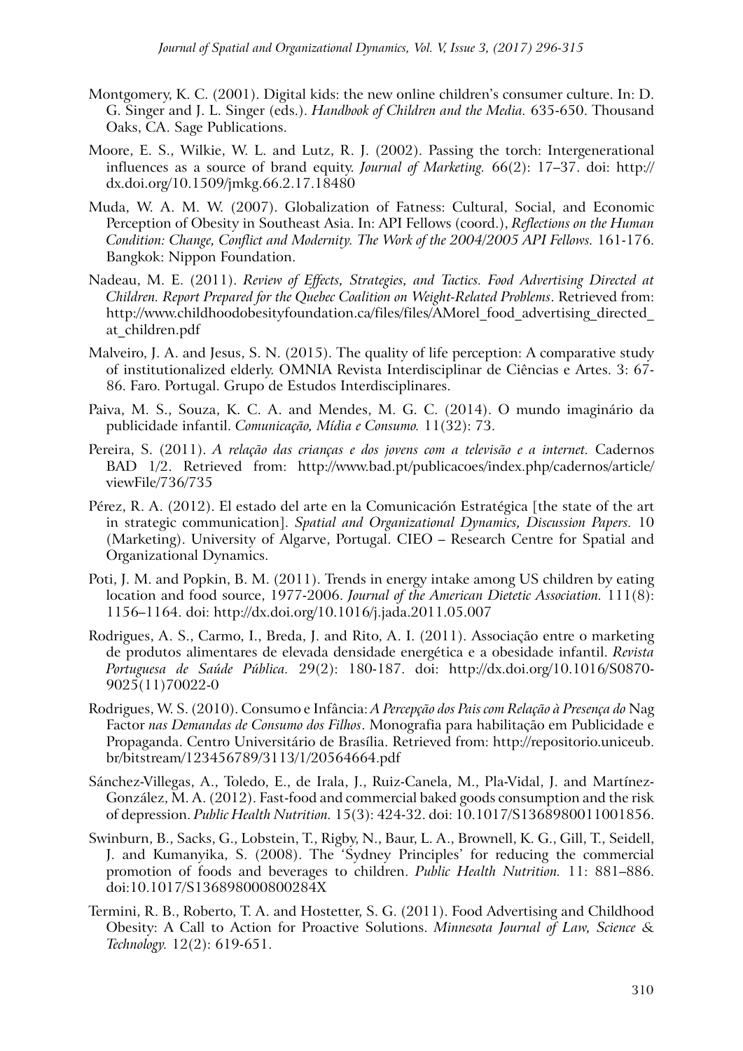Montgomery, K. C. (2001). Digital kids: the new online children's consumer culture. In: D. G. Singer and J. L. Singer (eds.). *Handbook of Children and the Media.* 635-650. Thousand Oaks, CA. Sage Publications.

Moore, E. S., Wilkie, W. L. and Lutz, R. J. (2002). Passing the torch: Intergenerational influences as a source of brand equity. *Journal of Marketing.* 66(2): 17–37. doi: http://dx.doi.org/10.1509/jmkg.66.2.17.18480

Muda, W. A. M. W. (2007). Globalization of Fatness: Cultural, Social, and Economic Perception of Obesity in Southeast Asia. In: API Fellows (coord.), *Reflections on the Human Condition: Change, Conflict and Modernity. The Work of the 2004/2005 API Fellows.* 161-176. Bangkok: Nippon Foundation.

Nadeau, M. E. (2011). *Review of Effects, Strategies, and Tactics. Food Advertising Directed at Children. Report Prepared for the Quebec Coalition on Weight-Related Problems*. Retrieved from: http://www.childhoodobesityfoundation.ca/files/files/AMorel_food_advertising_directed_at_children.pdf

Malveiro, J. A. and Jesus, S. N. (2015). The quality of life perception: A comparative study of institutionalized elderly. OMNIA Revista Interdisciplinar de Ciências e Artes. 3: 67-86. Faro. Portugal. Grupo de Estudos Interdisciplinares.

Paiva, M. S., Souza, K. C. A. and Mendes, M. G. C. (2014). O mundo imaginário da publicidade infantil. *Comunicação, Mídia e Consumo.* 11(32): 73.

Pereira, S. (2011). *A relação das crianças e dos jovens com a televisão e a internet.* Cadernos BAD 1/2. Retrieved from: http://www.bad.pt/publicacoes/index.php/cadernos/article/viewFile/736/735

Pérez, R. A. (2012). El estado del arte en la Comunicación Estratégica [the state of the art in strategic communication]. *Spatial and Organizational Dynamics, Discussion Papers.* 10 (Marketing). University of Algarve, Portugal. CIEO – Research Centre for Spatial and Organizational Dynamics.

Poti, J. M. and Popkin, B. M. (2011). Trends in energy intake among US children by eating location and food source, 1977-2006. *Journal of the American Dietetic Association.* 111(8): 1156–1164. doi: http://dx.doi.org/10.1016/j.jada.2011.05.007

Rodrigues, A. S., Carmo, I., Breda, J. and Rito, A. I. (2011). Associação entre o marketing de produtos alimentares de elevada densidade energética e a obesidade infantil. *Revista Portuguesa de Saúde Pública.* 29(2): 180-187. doi: http://dx.doi.org/10.1016/S0870-9025(11)70022-0

Rodrigues, W. S. (2010). Consumo e Infância: *A Percepção dos Pais com Relação à Presença do* Nag Factor *nas Demandas de Consumo dos Filhos*. Monografia para habilitação em Publicidade e Propaganda. Centro Universitário de Brasília. Retrieved from: http://repositorio.uniceub.br/bitstream/123456789/3113/1/20564664.pdf

Sánchez-Villegas, A., Toledo, E., de Irala, J., Ruiz-Canela, M., Pla-Vidal, J. and Martínez-González, M. A. (2012). Fast-food and commercial baked goods consumption and the risk of depression. *Public Health Nutrition.* 15(3): 424-32. doi: 10.1017/S1368980011001856.

Swinburn, B., Sacks, G., Lobstein, T., Rigby, N., Baur, L. A., Brownell, K. G., Gill, T., Seidell, J. and Kumanyika, S. (2008). The 'Sydney Principles' for reducing the commercial promotion of foods and beverages to children. *Public Health Nutrition.* 11: 881–886. doi:10.1017/S136898000800284X

Termini, R. B., Roberto, T. A. and Hostetter, S. G. (2011). Food Advertising and Childhood Obesity: A Call to Action for Proactive Solutions. *Minnesota Journal of Law, Science & Technology.* 12(2): 619-651.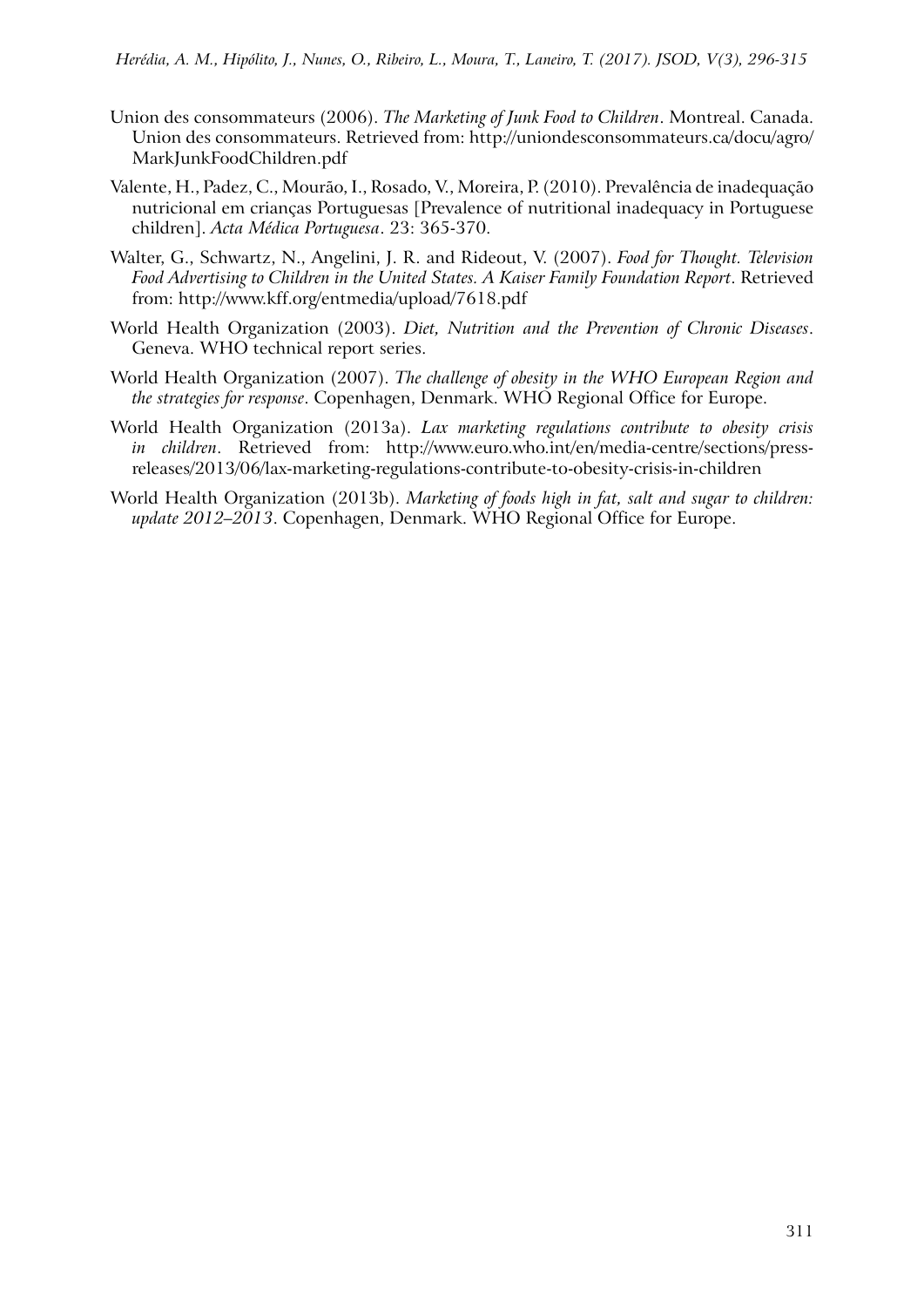Union des consommateurs (2006). *The Marketing of Junk Food to Children*. Montreal. Canada. Union des consommateurs. Retrieved from: http://uniondesconsommateurs.ca/docu/agro/MarkJunkFoodChildren.pdf

Valente, H., Padez, C., Mourão, I., Rosado, V., Moreira, P. (2010). Prevalência de inadequação nutricional em crianças Portuguesas [Prevalence of nutritional inadequacy in Portuguese children]. *Acta Médica Portuguesa*. 23: 365-370.

Walter, G., Schwartz, N., Angelini, J. R. and Rideout, V. (2007). *Food for Thought. Television Food Advertising to Children in the United States. A Kaiser Family Foundation Report*. Retrieved from: http://www.kff.org/entmedia/upload/7618.pdf

World Health Organization (2003). *Diet, Nutrition and the Prevention of Chronic Diseases*. Geneva. WHO technical report series.

World Health Organization (2007). *The challenge of obesity in the WHO European Region and the strategies for response*. Copenhagen, Denmark. WHO Regional Office for Europe.

World Health Organization (2013a). *Lax marketing regulations contribute to obesity crisis in children*. Retrieved from: http://www.euro.who.int/en/media-centre/sections/press-releases/2013/06/lax-marketing-regulations-contribute-to-obesity-crisis-in-children

World Health Organization (2013b). *Marketing of foods high in fat, salt and sugar to children: update 2012–2013*. Copenhagen, Denmark. WHO Regional Office for Europe.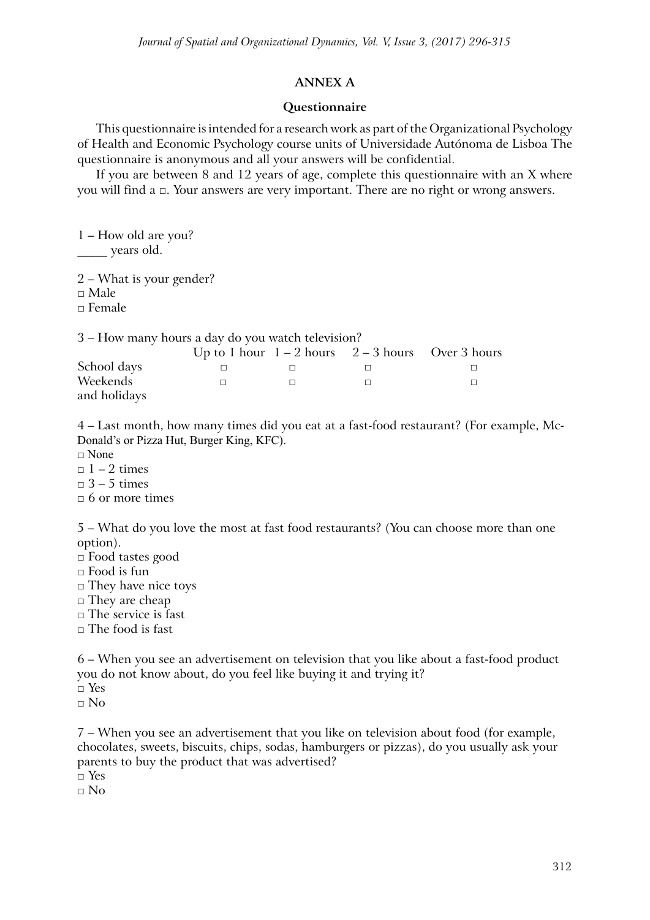## ANNEX A

### Questionnaire

This questionnaire is intended for a research work as part of the Organizational Psychology of Health and Economic Psychology course units of Universidade Autónoma de Lisboa The questionnaire is anonymous and all your answers will be confidential.

If you are between 8 and 12 years of age, complete this questionnaire with an X where you will find a □. Your answers are very important. There are no right or wrong answers.

1 – How old are you?
_____ years old.

2 – What is your gender?
□ Male
□ Female

3 – How many hours a day do you watch television?

| | Up to 1 hour | 1 – 2 hours | 2 – 3 hours | Over 3 hours |
|---|---|---|---|---|
| School days | □ | □ | □ | □ |
| Weekends and holidays | □ | □ | □ | □ |

4 – Last month, how many times did you eat at a fast-food restaurant? (For example, Mc-Donald's or Pizza Hut, Burger King, KFC).
□ None
□ 1 – 2 times
□ 3 – 5 times
□ 6 or more times

5 – What do you love the most at fast food restaurants? (You can choose more than one option).
□ Food tastes good
□ Food is fun
□ They have nice toys
□ They are cheap
□ The service is fast
□ The food is fast

6 – When you see an advertisement on television that you like about a fast-food product you do not know about, do you feel like buying it and trying it?
□ Yes
□ No

7 – When you see an advertisement that you like on television about food (for example, chocolates, sweets, biscuits, chips, sodas, hamburgers or pizzas), do you usually ask your parents to buy the product that was advertised?
□ Yes
□ No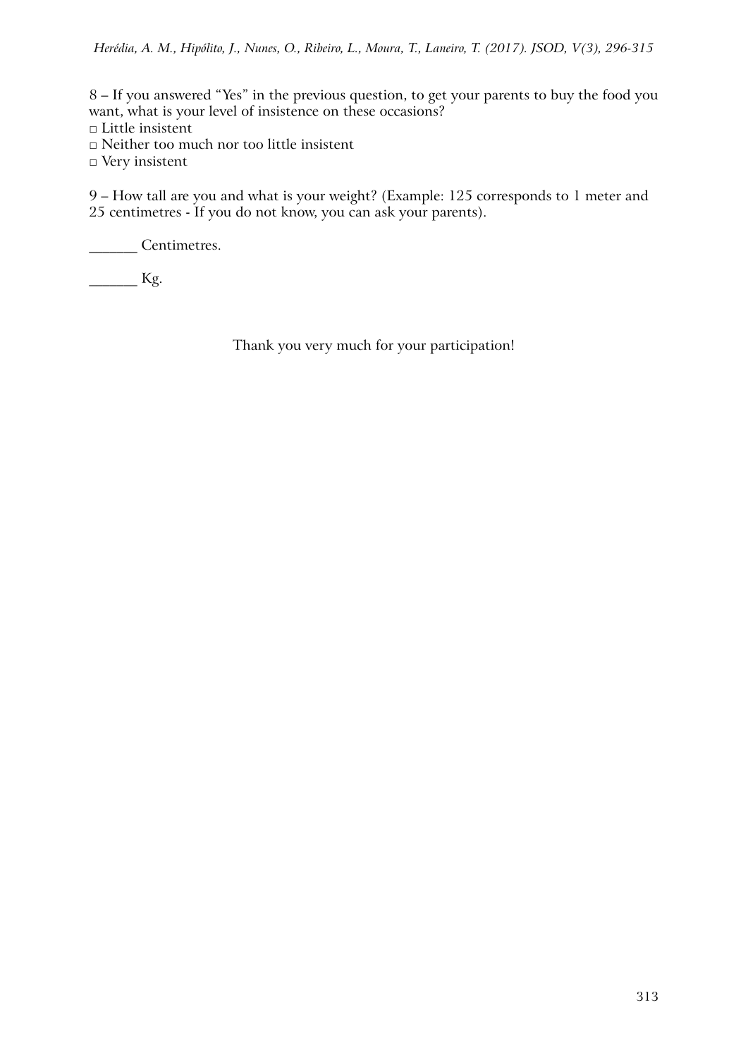8 – If you answered “Yes” in the previous question, to get your parents to buy the food you want, what is your level of insistence on these occasions?

□ Little insistent

□ Neither too much nor too little insistent

□ Very insistent

9 – How tall are you and what is your weight? (Example: 125 corresponds to 1 meter and 25 centimetres - If you do not know, you can ask your parents).

_______ Centimetres.

_______ Kg.

Thank you very much for your participation!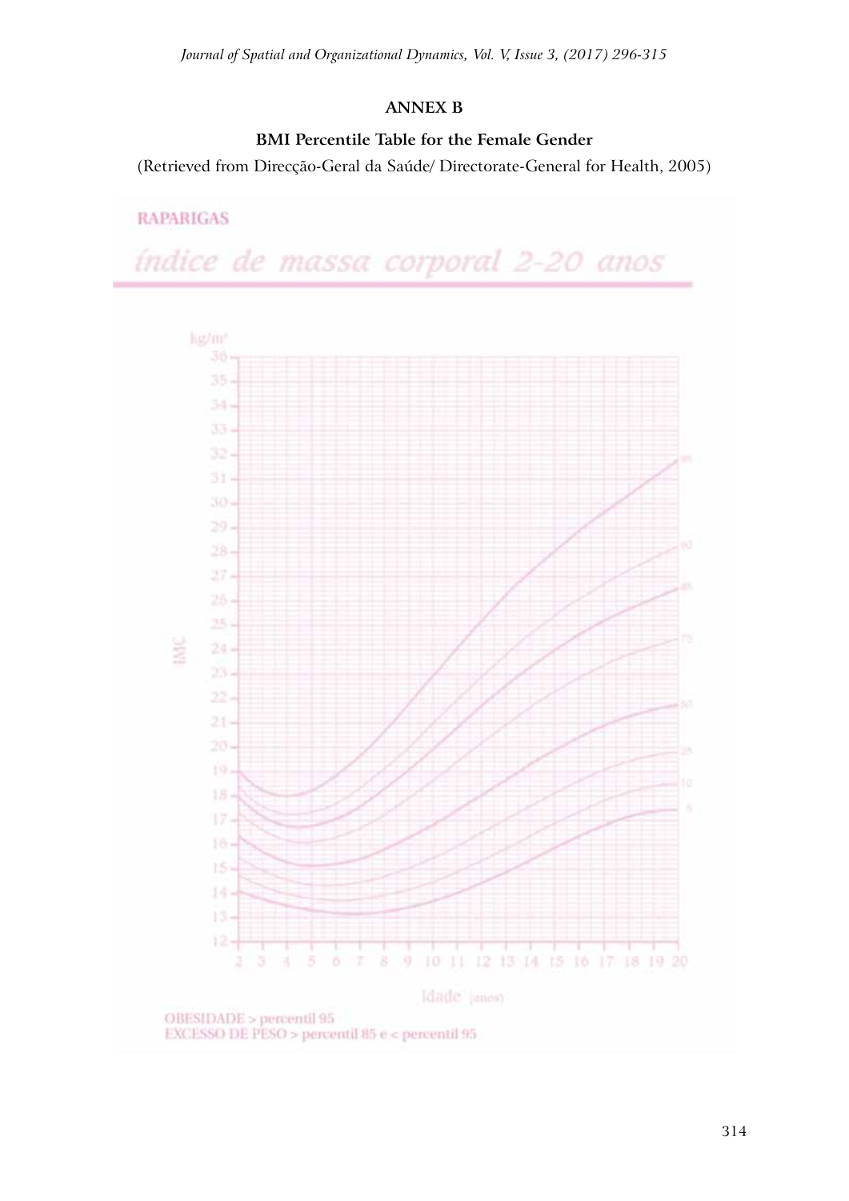## ANNEX B

### BMI Percentile Table for the Female Gender

(Retrieved from Direcção-Geral da Saúde/ Directorate-General for Health, 2005)

RAPARIGAS

*índice de massa corporal 2-20 anos*

OBESIDADE > percentil 95
EXCESSO DE PESO > percentil 85 e < percentil 95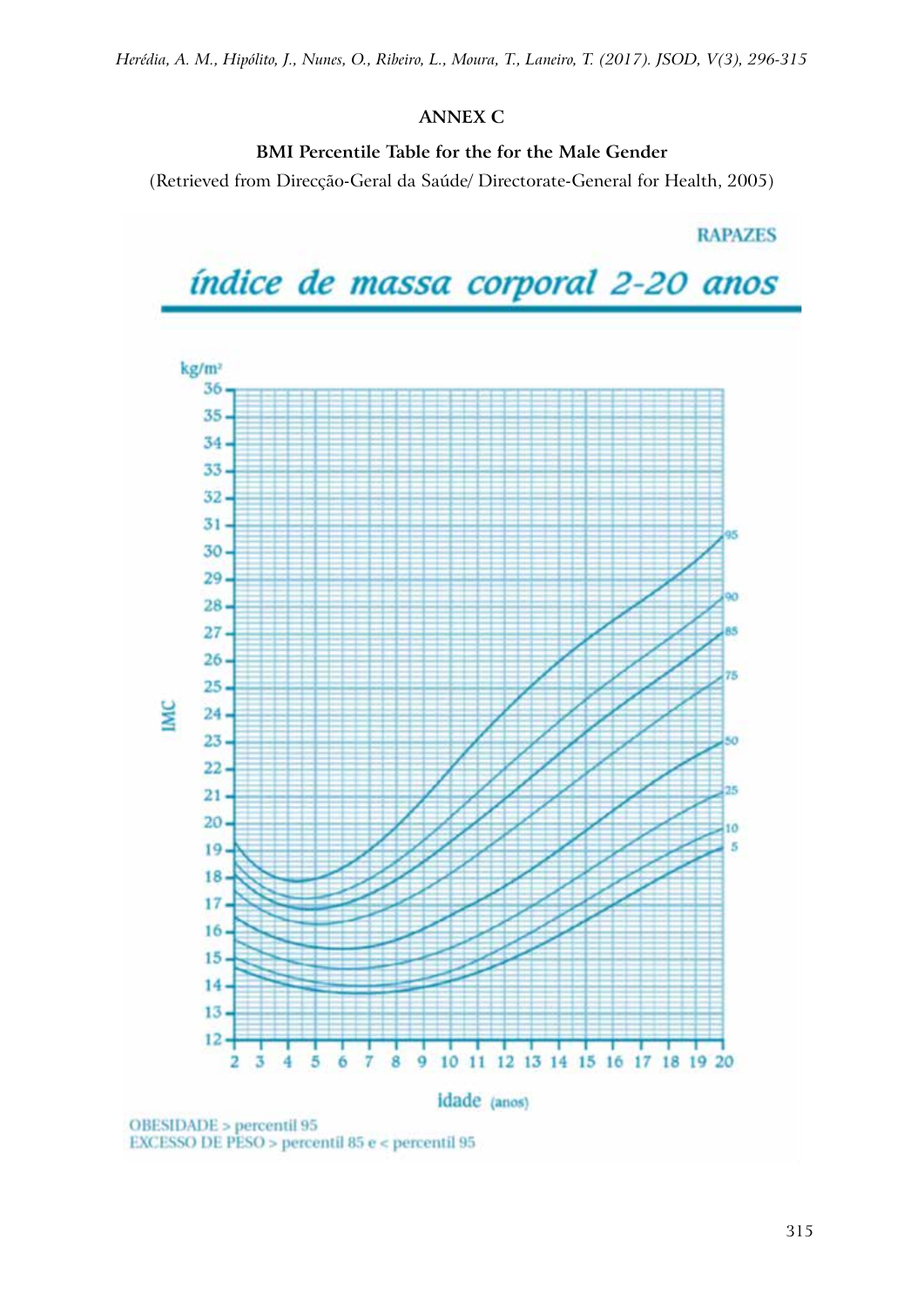**ANNEX C**

**BMI Percentile Table for the for the Male Gender**

(Retrieved from Direcção-Geral da Saúde/ Directorate-General for Health, 2005)

RAPAZES

*índice de massa corporal 2-20 anos*

kg/m²

36
35
34
33
32
31
30
29
28
27
26
25
24
23
22
21
20
19
18
17
16
15
14
13
12

IMC

95
90
85
75
50
25
10
5

2 3 4 5 6 7 8 9 10 11 12 13 14 15 16 17 18 19 20

idade (anos)

OBESIDADE > percentil 95
EXCESSO DE PESO > percentil 85 e < percentil 95